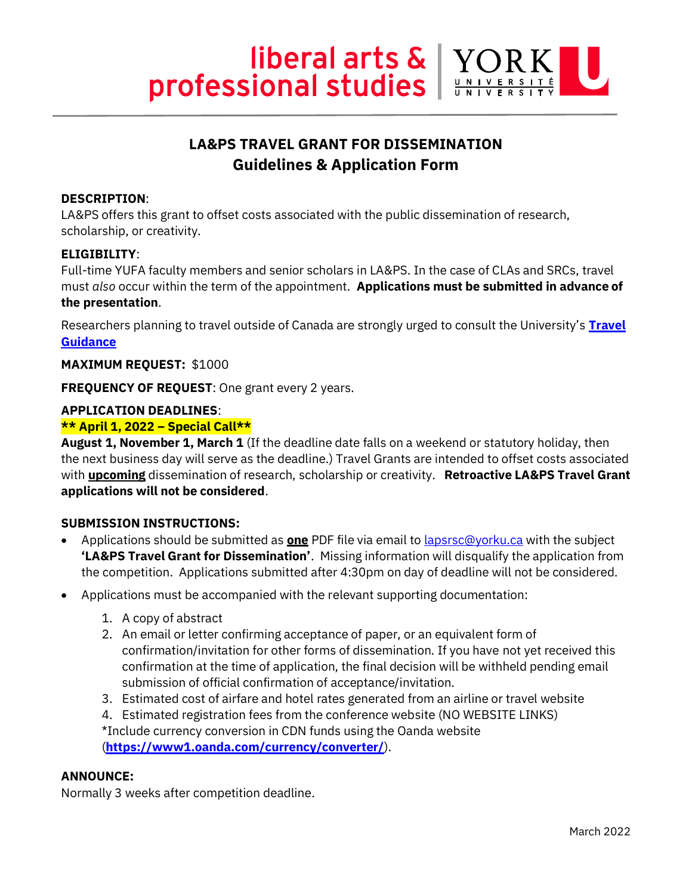liberal arts & professional studies | YORK UNIVERSITÉ UNIVERSITY

# LA&PS TRAVEL GRANT FOR DISSEMINATION
## Guidelines & Application Form

**DESCRIPTION**:
LA&PS offers this grant to offset costs associated with the public dissemination of research, scholarship, or creativity.

**ELIGIBILITY**:
Full-time YUFA faculty members and senior scholars in LA&PS. In the case of CLAs and SRCs, travel must *also* occur within the term of the appointment. **Applications must be submitted in advance of the presentation**.

Researchers planning to travel outside of Canada are strongly urged to consult the University's **Travel Guidance**

**MAXIMUM REQUEST:** $1000

**FREQUENCY OF REQUEST**: One grant every 2 years.

**APPLICATION DEADLINES**:
**** April 1, 2022 – Special Call****
**August 1, November 1, March 1** (If the deadline date falls on a weekend or statutory holiday, then the next business day will serve as the deadline.) Travel Grants are intended to offset costs associated with **upcoming** dissemination of research, scholarship or creativity. **Retroactive LA&PS Travel Grant applications will not be considered**.

**SUBMISSION INSTRUCTIONS:**

- Applications should be submitted as **one** PDF file via email to lapsrsc@yorku.ca with the subject **'LA&PS Travel Grant for Dissemination'**. Missing information will disqualify the application from the competition. Applications submitted after 4:30pm on day of deadline will not be considered.
- Applications must be accompanied with the relevant supporting documentation:
  1. A copy of abstract
  2. An email or letter confirming acceptance of paper, or an equivalent form of confirmation/invitation for other forms of dissemination. If you have not yet received this confirmation at the time of application, the final decision will be withheld pending email submission of official confirmation of acceptance/invitation.
  3. Estimated cost of airfare and hotel rates generated from an airline or travel website
  4. Estimated registration fees from the conference website (NO WEBSITE LINKS)

  *Include currency conversion in CDN funds using the Oanda website (**https://www1.oanda.com/currency/converter/**).

**ANNOUNCE:**
Normally 3 weeks after competition deadline.

March 2022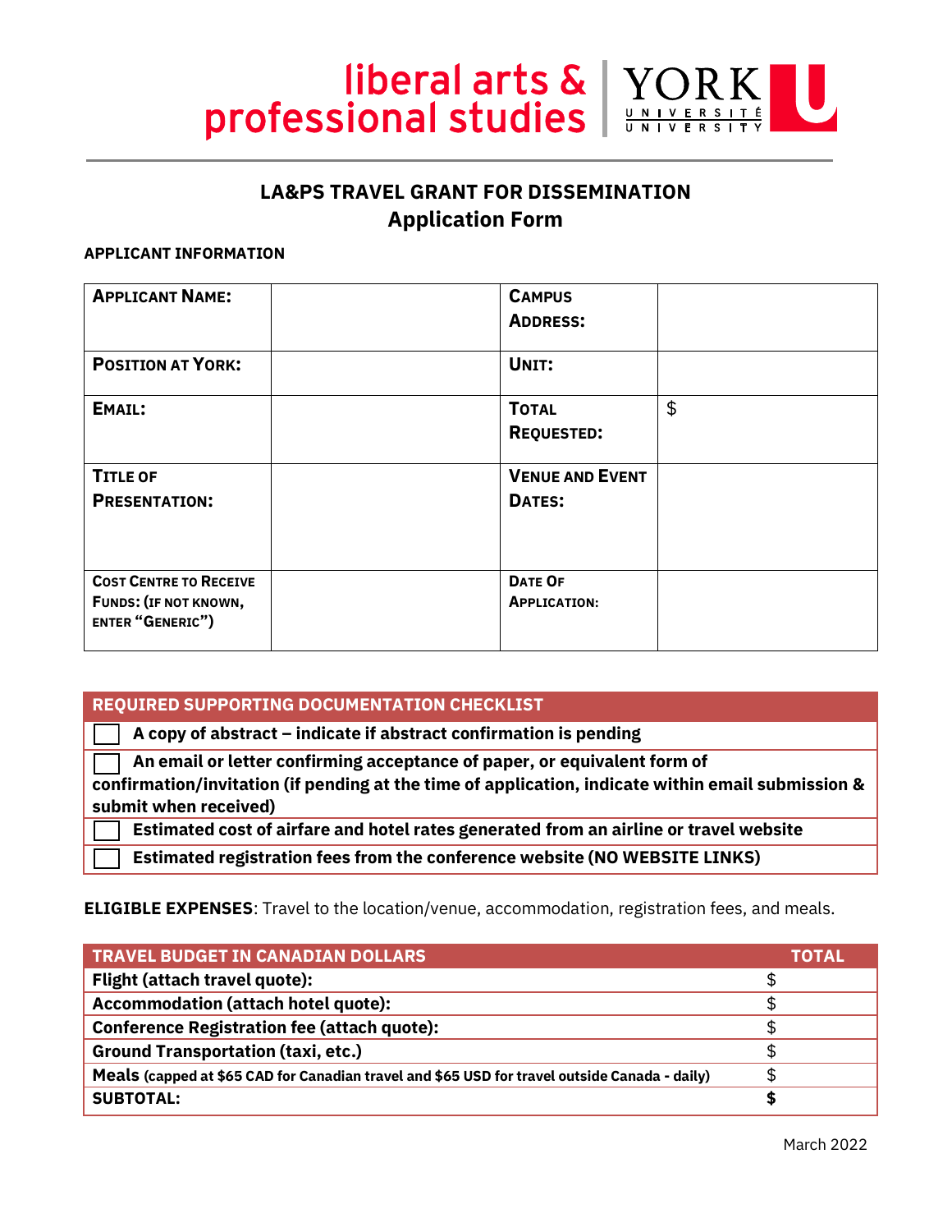# LA&PS TRAVEL GRANT FOR DISSEMINATION
## Application Form

**APPLICANT INFORMATION**

| | | | |
|---|---|---|---|
| **APPLICANT NAME:** | | **CAMPUS ADDRESS:** | |
| **POSITION AT YORK:** | | **UNIT:** | |
| **EMAIL:** | | **TOTAL REQUESTED:** | $ |
| **TITLE OF PRESENTATION:** | | **VENUE AND EVENT DATES:** | |
| **COST CENTRE TO RECEIVE FUNDS: (IF NOT KNOWN, ENTER "GENERIC")** | | **DATE OF APPLICATION:** | |

| REQUIRED SUPPORTING DOCUMENTATION CHECKLIST |
|---|
| ☐ A copy of abstract – indicate if abstract confirmation is pending |
| ☐ An email or letter confirming acceptance of paper, or equivalent form of confirmation/invitation (if pending at the time of application, indicate within email submission & submit when received) |
| ☐ Estimated cost of airfare and hotel rates generated from an airline or travel website |
| ☐ Estimated registration fees from the conference website (NO WEBSITE LINKS) |

**ELIGIBLE EXPENSES**: Travel to the location/venue, accommodation, registration fees, and meals.

| TRAVEL BUDGET IN CANADIAN DOLLARS | TOTAL |
|---|---|
| **Flight (attach travel quote):** | $ |
| **Accommodation (attach hotel quote):** | $ |
| **Conference Registration fee (attach quote):** | $ |
| **Ground Transportation (taxi, etc.)** | $ |
| **Meals (capped at $65 CAD for Canadian travel and $65 USD for travel outside Canada - daily)** | $ |
| **SUBTOTAL:** | **$** |

March 2022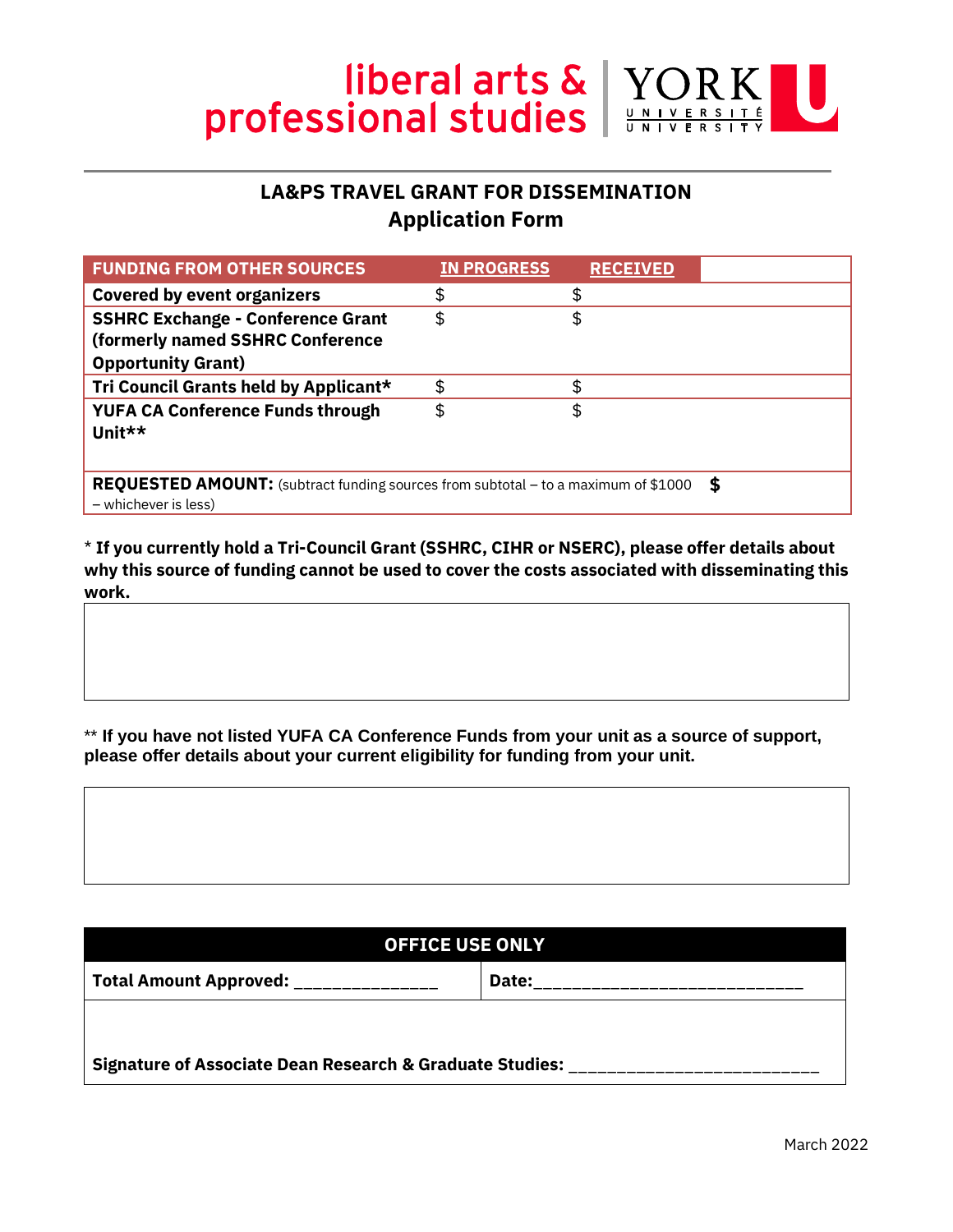liberal arts & professional studies | YORK UNIVERSITÉ UNIVERSITY

## LA&PS TRAVEL GRANT FOR DISSEMINATION
## Application Form

| FUNDING FROM OTHER SOURCES | IN PROGRESS | RECEIVED | |
|---|---|---|---|
| Covered by event organizers | $ | $ | |
| SSHRC Exchange - Conference Grant (formerly named SSHRC Conference Opportunity Grant) | $ | $ | |
| Tri Council Grants held by Applicant* | $ | $ | |
| YUFA CA Conference Funds through Unit** | $ | $ | |
| **REQUESTED AMOUNT:** (subtract funding sources from subtotal – to a maximum of $1000 – whichever is less) | | | **$** |

**\* If you currently hold a Tri-Council Grant (SSHRC, CIHR or NSERC), please offer details about why this source of funding cannot be used to cover the costs associated with disseminating this work.**

**\*\* If you have not listed YUFA CA Conference Funds from your unit as a source of support, please offer details about your current eligibility for funding from your unit.**

| OFFICE USE ONLY | |
|---|---|
| **Total Amount Approved:** ______________ | **Date:**__________________________ |
| **Signature of Associate Dean Research & Graduate Studies:** ________________________ | |

March 2022